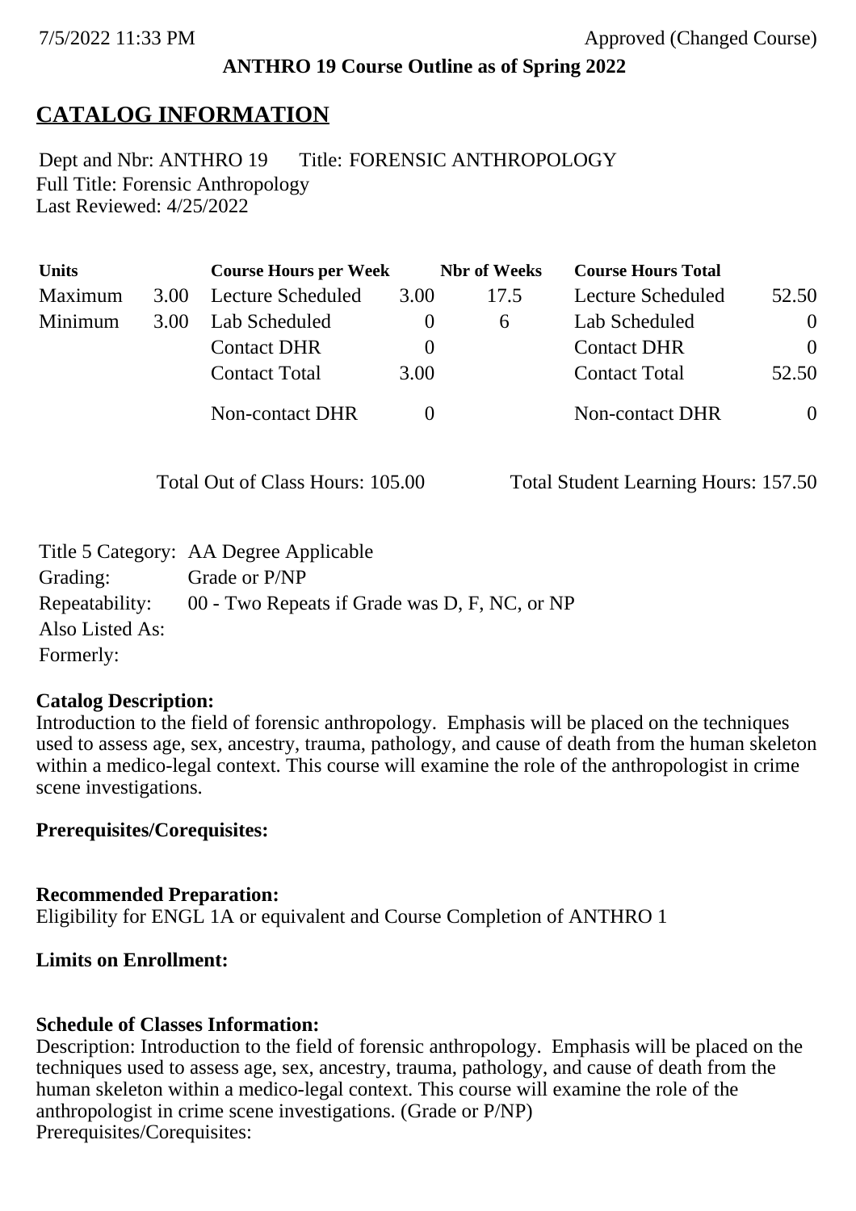7/5/2022 11:33 PM Approved (Changed Course)

**ANTHRO 19 Course Outline as of Spring 2022**

# CATALOG INFORMATION

Dept and Nbr: ANTHRO 19 Title: FORENSIC ANTHROPOLOGY
Full Title: Forensic Anthropology
Last Reviewed: 4/25/2022

| Units | | Course Hours per Week | | Nbr of Weeks | Course Hours Total | |
|---|---|---|---|---|---|---|
| Maximum | 3.00 | Lecture Scheduled | 3.00 | 17.5 | Lecture Scheduled | 52.50 |
| Minimum | 3.00 | Lab Scheduled | 0 | 6 | Lab Scheduled | 0 |
| | | Contact DHR | 0 | | Contact DHR | 0 |
| | | Contact Total | 3.00 | | Contact Total | 52.50 |
| | | Non-contact DHR | 0 | | Non-contact DHR | 0 |

Total Out of Class Hours: 105.00 Total Student Learning Hours: 157.50

Title 5 Category: AA Degree Applicable
Grading: Grade or P/NP
Repeatability: 00 - Two Repeats if Grade was D, F, NC, or NP
Also Listed As:
Formerly:

**Catalog Description:**
Introduction to the field of forensic anthropology. Emphasis will be placed on the techniques used to assess age, sex, ancestry, trauma, pathology, and cause of death from the human skeleton within a medico-legal context. This course will examine the role of the anthropologist in crime scene investigations.

**Prerequisites/Corequisites:**

**Recommended Preparation:**
Eligibility for ENGL 1A or equivalent and Course Completion of ANTHRO 1

**Limits on Enrollment:**

**Schedule of Classes Information:**
Description: Introduction to the field of forensic anthropology. Emphasis will be placed on the techniques used to assess age, sex, ancestry, trauma, pathology, and cause of death from the human skeleton within a medico-legal context. This course will examine the role of the anthropologist in crime scene investigations. (Grade or P/NP)
Prerequisites/Corequisites: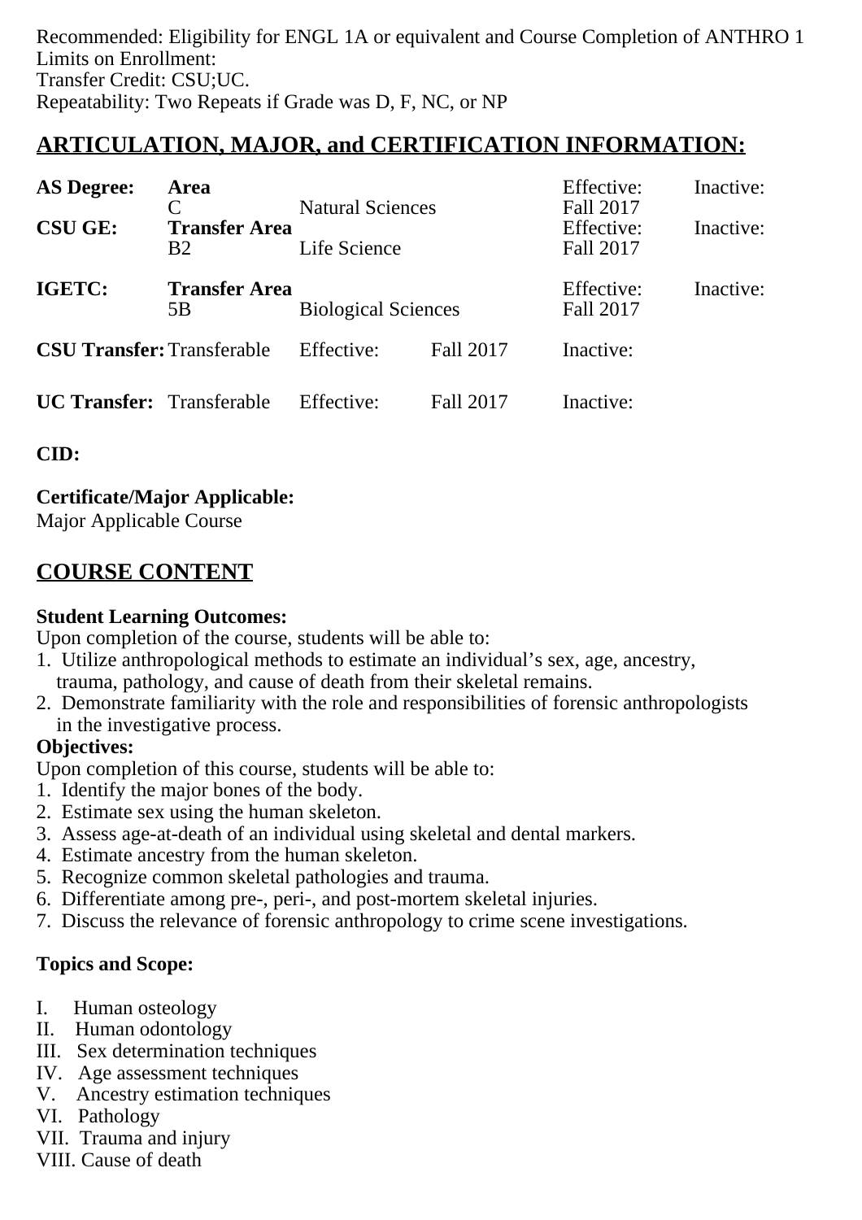Recommended: Eligibility for ENGL 1A or equivalent and Course Completion of ANTHRO 1
Limits on Enrollment:
Transfer Credit: CSU;UC.
Repeatability: Two Repeats if Grade was D, F, NC, or NP

## ARTICULATION, MAJOR, and CERTIFICATION INFORMATION:

| | | | | |
|---|---|---|---|---|
| **AS Degree:** | **Area** | | Effective: | Inactive: |
| | C | Natural Sciences | Fall 2017 | |
| **CSU GE:** | **Transfer Area** | | Effective: | Inactive: |
| | B2 | Life Science | Fall 2017 | |
| **IGETC:** | **Transfer Area** | | Effective: | Inactive: |
| | 5B | Biological Sciences | Fall 2017 | |

| | | | | |
|---|---|---|---|---|
| **CSU Transfer:** | Transferable | Effective: | Fall 2017 | Inactive: |
| **UC Transfer:** | Transferable | Effective: | Fall 2017 | Inactive: |

**CID:**

**Certificate/Major Applicable:**
Major Applicable Course

## COURSE CONTENT

**Student Learning Outcomes:**
Upon completion of the course, students will be able to:
1. Utilize anthropological methods to estimate an individual's sex, age, ancestry, trauma, pathology, and cause of death from their skeletal remains.
2. Demonstrate familiarity with the role and responsibilities of forensic anthropologists in the investigative process.

**Objectives:**
Upon completion of this course, students will be able to:
1. Identify the major bones of the body.
2. Estimate sex using the human skeleton.
3. Assess age-at-death of an individual using skeletal and dental markers.
4. Estimate ancestry from the human skeleton.
5. Recognize common skeletal pathologies and trauma.
6. Differentiate among pre-, peri-, and post-mortem skeletal injuries.
7. Discuss the relevance of forensic anthropology to crime scene investigations.

**Topics and Scope:**

I. Human osteology
II. Human odontology
III. Sex determination techniques
IV. Age assessment techniques
V. Ancestry estimation techniques
VI. Pathology
VII. Trauma and injury
VIII. Cause of death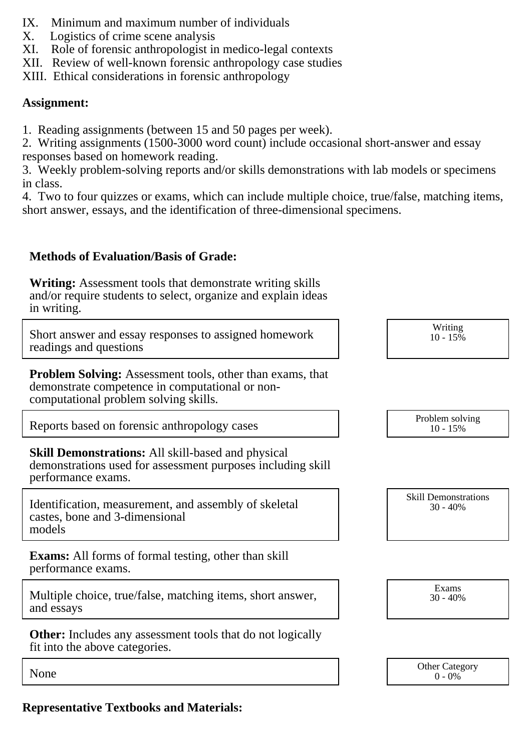IX. Minimum and maximum number of individuals
X. Logistics of crime scene analysis
XI. Role of forensic anthropologist in medico-legal contexts
XII. Review of well-known forensic anthropology case studies
XIII. Ethical considerations in forensic anthropology

**Assignment:**

1. Reading assignments (between 15 and 50 pages per week).
2. Writing assignments (1500-3000 word count) include occasional short-answer and essay responses based on homework reading.
3. Weekly problem-solving reports and/or skills demonstrations with lab models or specimens in class.
4. Two to four quizzes or exams, which can include multiple choice, true/false, matching items, short answer, essays, and the identification of three-dimensional specimens.

**Methods of Evaluation/Basis of Grade:**

**Writing:** Assessment tools that demonstrate writing skills and/or require students to select, organize and explain ideas in writing.

| Short answer and essay responses to assigned homework readings and questions | Writing 10 - 15% |
|---|---|

**Problem Solving:** Assessment tools, other than exams, that demonstrate competence in computational or non-computational problem solving skills.

| Reports based on forensic anthropology cases | Problem solving 10 - 15% |
|---|---|

**Skill Demonstrations:** All skill-based and physical demonstrations used for assessment purposes including skill performance exams.

| Identification, measurement, and assembly of skeletal castes, bone and 3-dimensional models | Skill Demonstrations 30 - 40% |
|---|---|

**Exams:** All forms of formal testing, other than skill performance exams.

| Multiple choice, true/false, matching items, short answer, and essays | Exams 30 - 40% |
|---|---|

**Other:** Includes any assessment tools that do not logically fit into the above categories.

| None | Other Category 0 - 0% |
|---|---|

**Representative Textbooks and Materials:**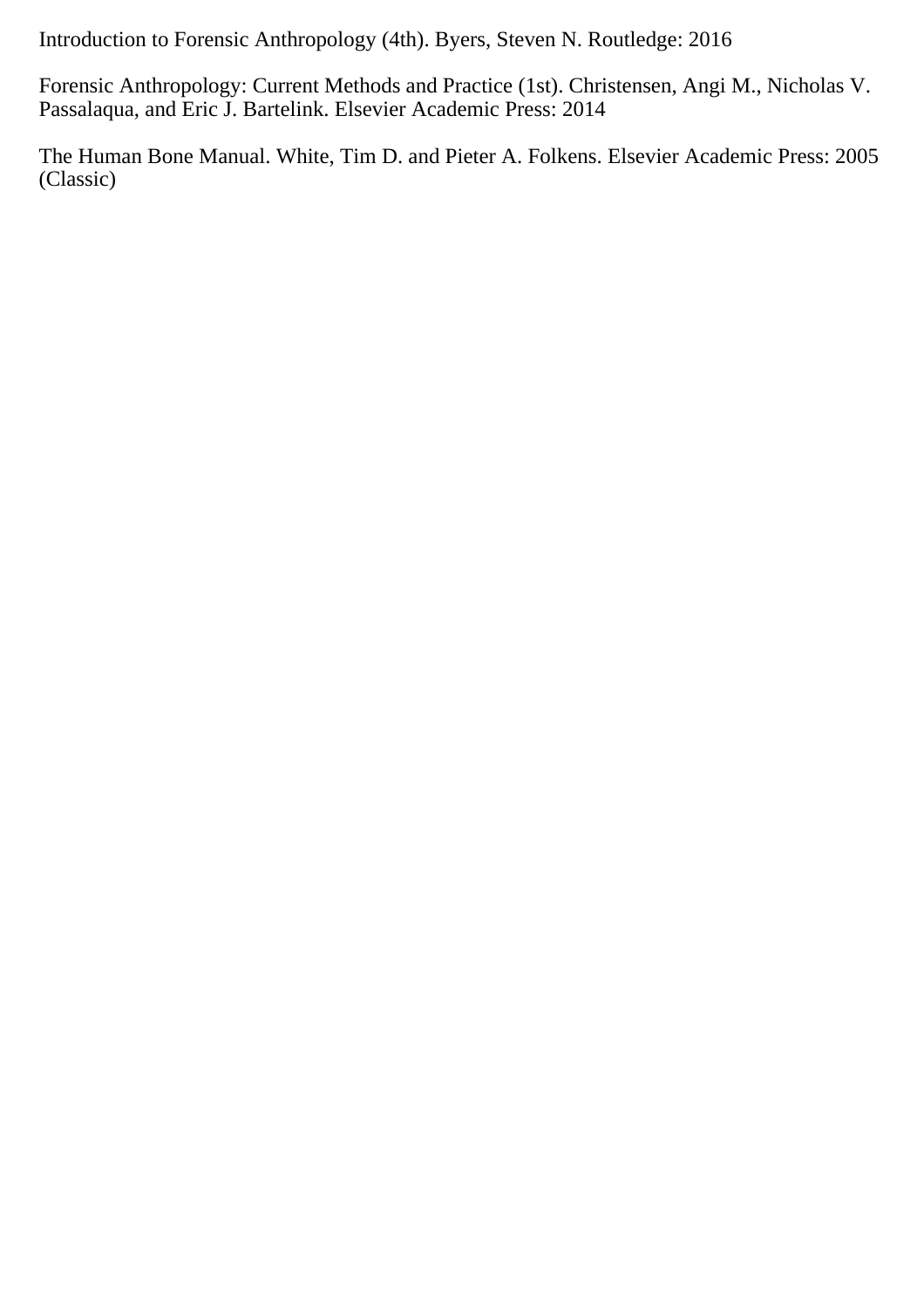Introduction to Forensic Anthropology (4th). Byers, Steven N. Routledge: 2016

Forensic Anthropology: Current Methods and Practice (1st). Christensen, Angi M., Nicholas V. Passalaqua, and Eric J. Bartelink. Elsevier Academic Press: 2014

The Human Bone Manual. White, Tim D. and Pieter A. Folkens. Elsevier Academic Press: 2005 (Classic)